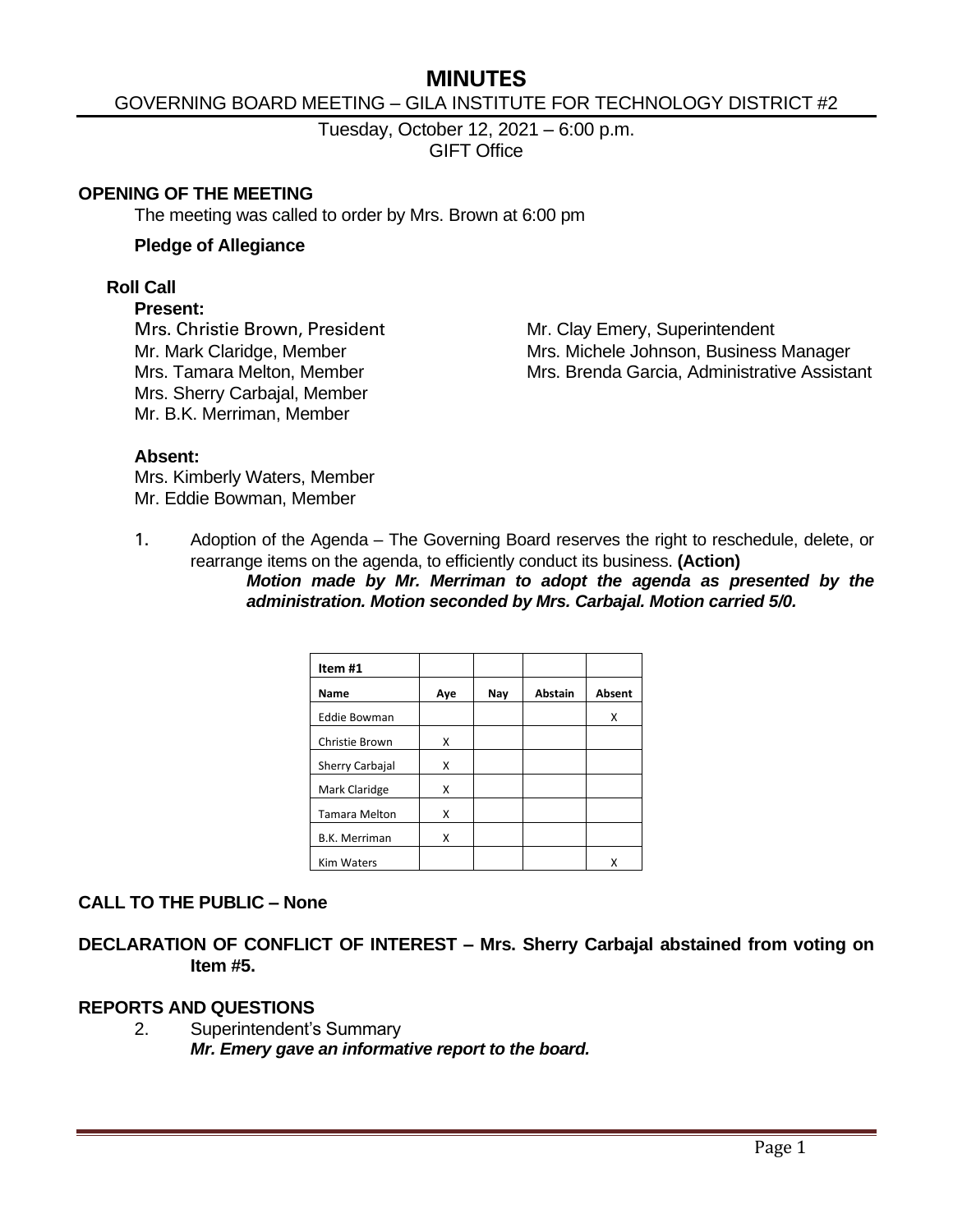# MINUTES

## GOVERNING BOARD MEETING – GILA INSTITUTE FOR TECHNOLOGY DISTRICT #2

Tuesday, October 12, 2021 – 6:00 p.m.
GIFT Office

### OPENING OF THE MEETING

The meeting was called to order by Mrs. Brown at 6:00 pm

**Pledge of Allegiance**

**Roll Call**

**Present:**

Mrs. Christie Brown, President
Mr. Mark Claridge, Member
Mrs. Tamara Melton, Member
Mrs. Sherry Carbajal, Member
Mr. B.K. Merriman, Member

Mr. Clay Emery, Superintendent
Mrs. Michele Johnson, Business Manager
Mrs. Brenda Garcia, Administrative Assistant

**Absent:**

Mrs. Kimberly Waters, Member
Mr. Eddie Bowman, Member

1. Adoption of the Agenda – The Governing Board reserves the right to reschedule, delete, or rearrange items on the agenda, to efficiently conduct its business. **(Action)**

   ***Motion made by Mr. Merriman to adopt the agenda as presented by the administration. Motion seconded by Mrs. Carbajal. Motion carried 5/0.***

| Item #1 | | | | |
|---|---|---|---|---|
| **Name** | **Aye** | **Nay** | **Abstain** | **Absent** |
| Eddie Bowman | | | | X |
| Christie Brown | X | | | |
| Sherry Carbajal | X | | | |
| Mark Claridge | X | | | |
| Tamara Melton | X | | | |
| B.K. Merriman | X | | | |
| Kim Waters | | | | X |

### CALL TO THE PUBLIC – None

### DECLARATION OF CONFLICT OF INTEREST – Mrs. Sherry Carbajal abstained from voting on Item #5.

### REPORTS AND QUESTIONS

2. Superintendent's Summary

   ***Mr. Emery gave an informative report to the board.***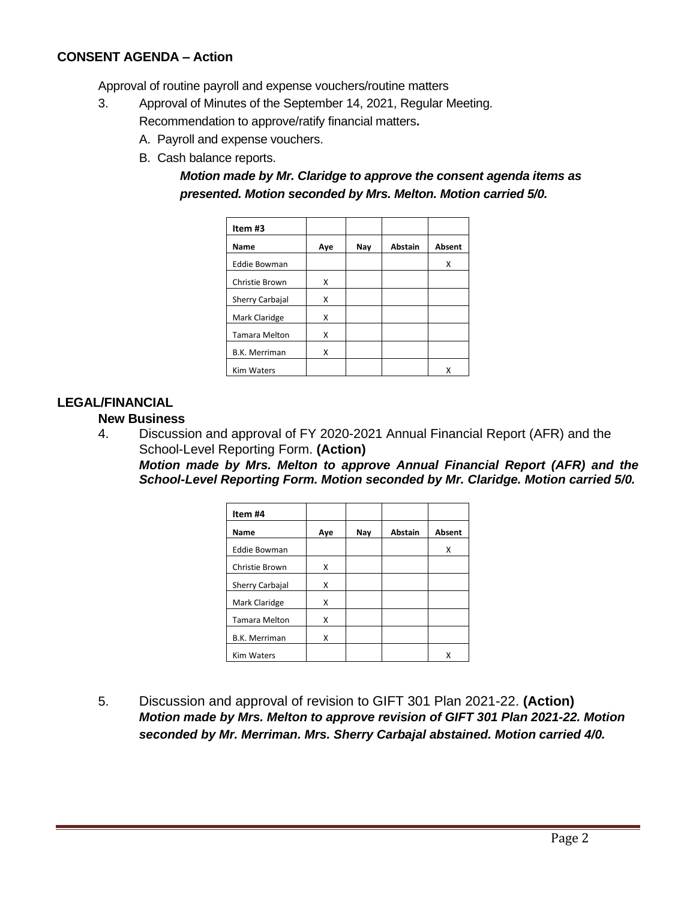## CONSENT AGENDA – Action

Approval of routine payroll and expense vouchers/routine matters

3. Approval of Minutes of the September 14, 2021, Regular Meeting.
   Recommendation to approve/ratify financial matters**.**
   A. Payroll and expense vouchers.
   B. Cash balance reports.

   ***Motion made by Mr. Claridge to approve the consent agenda items as presented. Motion seconded by Mrs. Melton. Motion carried 5/0.***

| **Item #3** | | | | |
|---|---|---|---|---|
| **Name** | **Aye** | **Nay** | **Abstain** | **Absent** |
| Eddie Bowman | | | | X |
| Christie Brown | X | | | |
| Sherry Carbajal | X | | | |
| Mark Claridge | X | | | |
| Tamara Melton | X | | | |
| B.K. Merriman | X | | | |
| Kim Waters | | | | X |

## LEGAL/FINANCIAL

### New Business

4. Discussion and approval of FY 2020-2021 Annual Financial Report (AFR) and the School-Level Reporting Form. **(Action)**
   ***Motion made by Mrs. Melton to approve Annual Financial Report (AFR) and the School-Level Reporting Form. Motion seconded by Mr. Claridge. Motion carried 5/0.***

| **Item #4** | | | | |
|---|---|---|---|---|
| **Name** | **Aye** | **Nay** | **Abstain** | **Absent** |
| Eddie Bowman | | | | X |
| Christie Brown | X | | | |
| Sherry Carbajal | X | | | |
| Mark Claridge | X | | | |
| Tamara Melton | X | | | |
| B.K. Merriman | X | | | |
| Kim Waters | | | | X |

5. Discussion and approval of revision to GIFT 301 Plan 2021-22. **(Action)**
   ***Motion made by Mrs. Melton to approve revision of GIFT 301 Plan 2021-22. Motion seconded by Mr. Merriman. Mrs. Sherry Carbajal abstained. Motion carried 4/0.***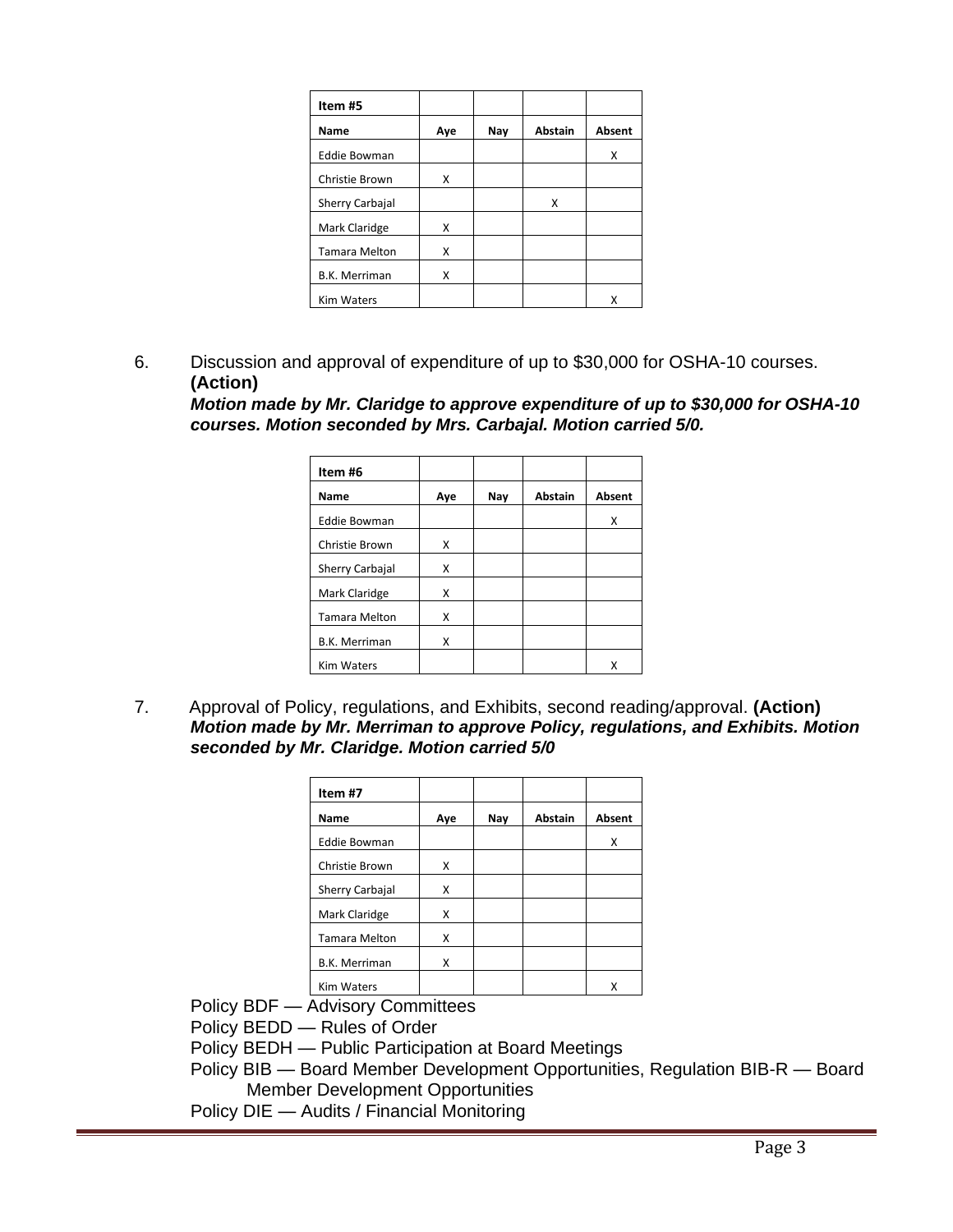| Item #5 | | | | |
|---|---|---|---|---|
| **Name** | **Aye** | **Nay** | **Abstain** | **Absent** |
| Eddie Bowman | | | | X |
| Christie Brown | X | | | |
| Sherry Carbajal | | | X | |
| Mark Claridge | X | | | |
| Tamara Melton | X | | | |
| B.K. Merriman | X | | | |
| Kim Waters | | | | X |

6. Discussion and approval of expenditure of up to $30,000 for OSHA-10 courses. **(Action)**
   ***Motion made by Mr. Claridge to approve expenditure of up to $30,000 for OSHA-10 courses. Motion seconded by Mrs. Carbajal. Motion carried 5/0.***

| Item #6 | | | | |
|---|---|---|---|---|
| **Name** | **Aye** | **Nay** | **Abstain** | **Absent** |
| Eddie Bowman | | | | X |
| Christie Brown | X | | | |
| Sherry Carbajal | X | | | |
| Mark Claridge | X | | | |
| Tamara Melton | X | | | |
| B.K. Merriman | X | | | |
| Kim Waters | | | | X |

7. Approval of Policy, regulations, and Exhibits, second reading/approval. **(Action)**
   ***Motion made by Mr. Merriman to approve Policy, regulations, and Exhibits. Motion seconded by Mr. Claridge. Motion carried 5/0***

| Item #7 | | | | |
|---|---|---|---|---|
| **Name** | **Aye** | **Nay** | **Abstain** | **Absent** |
| Eddie Bowman | | | | X |
| Christie Brown | X | | | |
| Sherry Carbajal | X | | | |
| Mark Claridge | X | | | |
| Tamara Melton | X | | | |
| B.K. Merriman | X | | | |
| Kim Waters | | | | X |

Policy BDF — Advisory Committees
Policy BEDD — Rules of Order
Policy BEDH — Public Participation at Board Meetings
Policy BIB — Board Member Development Opportunities, Regulation BIB-R — Board Member Development Opportunities
Policy DIE — Audits / Financial Monitoring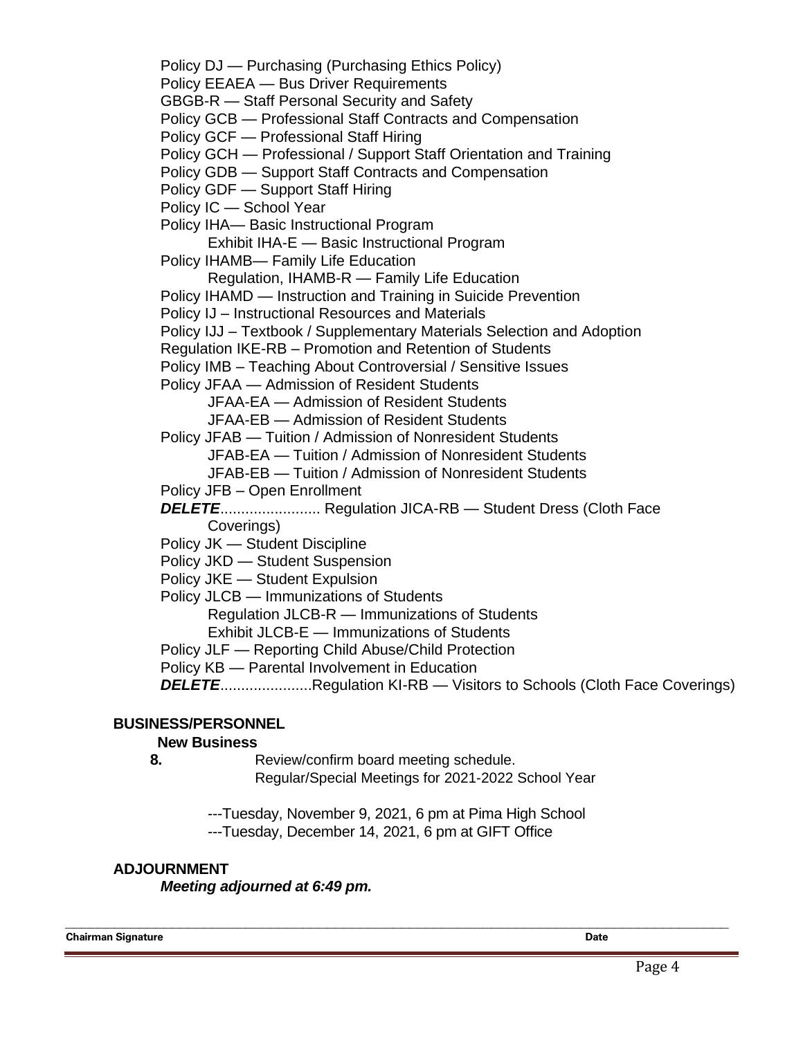Policy DJ — Purchasing (Purchasing Ethics Policy)
Policy EEAEA — Bus Driver Requirements
GBGB-R — Staff Personal Security and Safety
Policy GCB — Professional Staff Contracts and Compensation
Policy GCF — Professional Staff Hiring
Policy GCH — Professional / Support Staff Orientation and Training
Policy GDB — Support Staff Contracts and Compensation
Policy GDF — Support Staff Hiring
Policy IC — School Year
Policy IHA— Basic Instructional Program
  Exhibit IHA-E — Basic Instructional Program
Policy IHAMB— Family Life Education
  Regulation, IHAMB-R — Family Life Education
Policy IHAMD — Instruction and Training in Suicide Prevention
Policy IJ – Instructional Resources and Materials
Policy IJJ – Textbook / Supplementary Materials Selection and Adoption
Regulation IKE-RB – Promotion and Retention of Students
Policy IMB – Teaching About Controversial / Sensitive Issues
Policy JFAA — Admission of Resident Students
  JFAA-EA — Admission of Resident Students
  JFAA-EB — Admission of Resident Students
Policy JFAB — Tuition / Admission of Nonresident Students
  JFAB-EA — Tuition / Admission of Nonresident Students
  JFAB-EB — Tuition / Admission of Nonresident Students
Policy JFB – Open Enrollment
***DELETE***........................ Regulation JICA-RB — Student Dress (Cloth Face Coverings)
Policy JK — Student Discipline
Policy JKD — Student Suspension
Policy JKE — Student Expulsion
Policy JLCB — Immunizations of Students
  Regulation JLCB-R — Immunizations of Students
  Exhibit JLCB-E — Immunizations of Students
Policy JLF — Reporting Child Abuse/Child Protection
Policy KB — Parental Involvement in Education
***DELETE***......................Regulation KI-RB — Visitors to Schools (Cloth Face Coverings)

**BUSINESS/PERSONNEL**

**New Business**

**8.** Review/confirm board meeting schedule.
Regular/Special Meetings for 2021-2022 School Year

---Tuesday, November 9, 2021, 6 pm at Pima High School
---Tuesday, December 14, 2021, 6 pm at GIFT Office

**ADJOURNMENT**

***Meeting adjourned at 6:49 pm.***

______________________________________________________________________

**Chairman Signature** **Date**